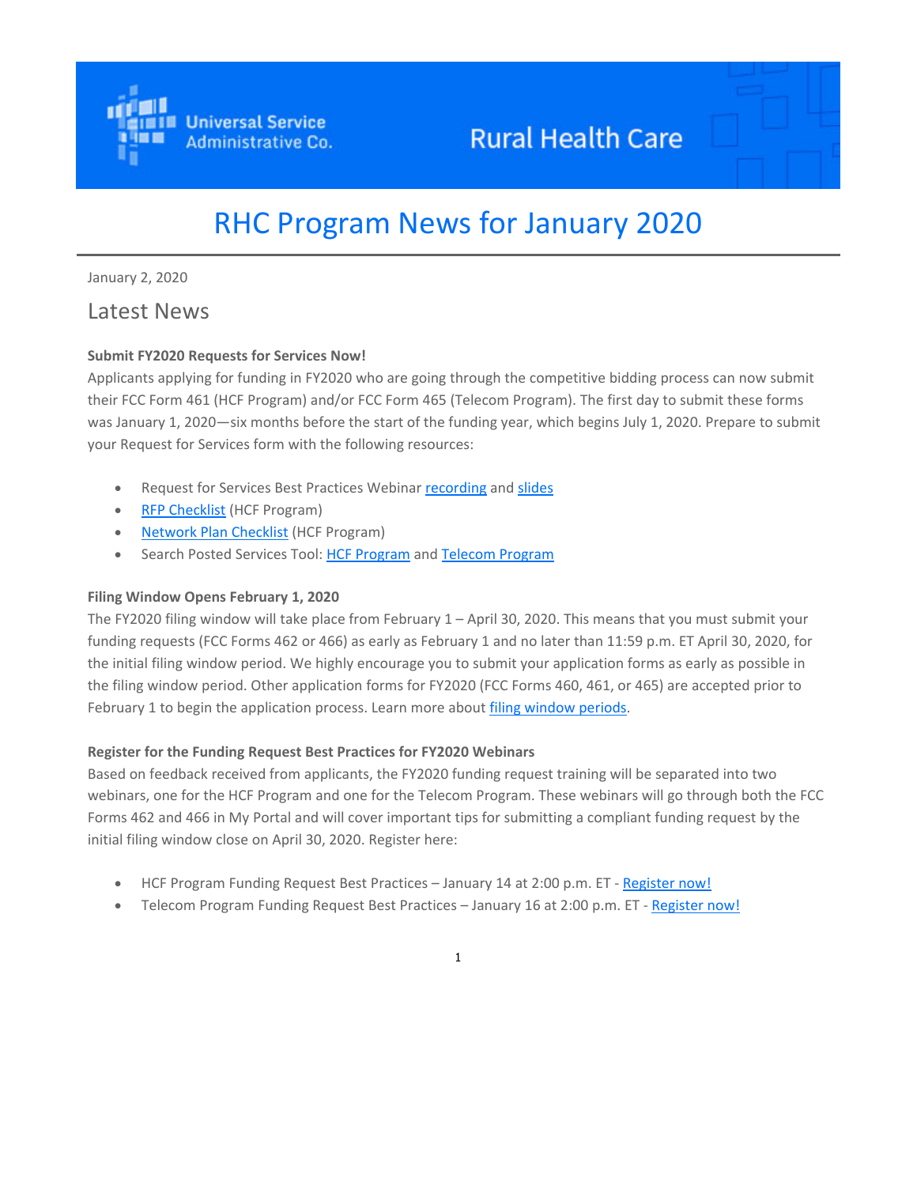Universal Service Administrative Co.

Rural Health Care

# RHC Program News for January 2020

January 2, 2020

## Latest News

**Submit FY2020 Requests for Services Now!**

Applicants applying for funding in FY2020 who are going through the competitive bidding process can now submit their FCC Form 461 (HCF Program) and/or FCC Form 465 (Telecom Program). The first day to submit these forms was January 1, 2020—six months before the start of the funding year, which begins July 1, 2020. Prepare to submit your Request for Services form with the following resources:

- Request for Services Best Practices Webinar recording and slides
- RFP Checklist (HCF Program)
- Network Plan Checklist (HCF Program)
- Search Posted Services Tool: HCF Program and Telecom Program

**Filing Window Opens February 1, 2020**

The FY2020 filing window will take place from February 1 – April 30, 2020. This means that you must submit your funding requests (FCC Forms 462 or 466) as early as February 1 and no later than 11:59 p.m. ET April 30, 2020, for the initial filing window period. We highly encourage you to submit your application forms as early as possible in the filing window period. Other application forms for FY2020 (FCC Forms 460, 461, or 465) are accepted prior to February 1 to begin the application process. Learn more about filing window periods.

**Register for the Funding Request Best Practices for FY2020 Webinars**

Based on feedback received from applicants, the FY2020 funding request training will be separated into two webinars, one for the HCF Program and one for the Telecom Program. These webinars will go through both the FCC Forms 462 and 466 in My Portal and will cover important tips for submitting a compliant funding request by the initial filing window close on April 30, 2020. Register here:

- HCF Program Funding Request Best Practices – January 14 at 2:00 p.m. ET - Register now!
- Telecom Program Funding Request Best Practices – January 16 at 2:00 p.m. ET - Register now!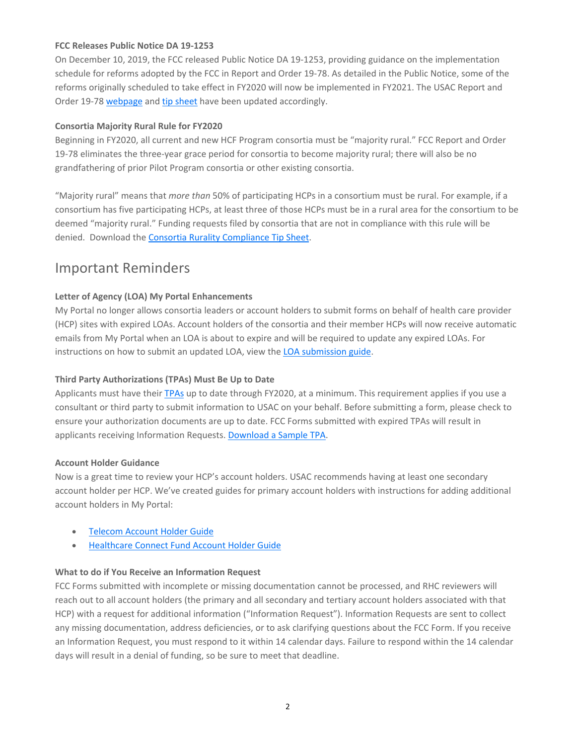**FCC Releases Public Notice DA 19-1253**

On December 10, 2019, the FCC released Public Notice DA 19-1253, providing guidance on the implementation schedule for reforms adopted by the FCC in Report and Order 19-78. As detailed in the Public Notice, some of the reforms originally scheduled to take effect in FY2020 will now be implemented in FY2021. The USAC Report and Order 19-78 webpage and tip sheet have been updated accordingly.

**Consortia Majority Rural Rule for FY2020**

Beginning in FY2020, all current and new HCF Program consortia must be "majority rural." FCC Report and Order 19-78 eliminates the three-year grace period for consortia to become majority rural; there will also be no grandfathering of prior Pilot Program consortia or other existing consortia.

"Majority rural" means that *more than* 50% of participating HCPs in a consortium must be rural. For example, if a consortium has five participating HCPs, at least three of those HCPs must be in a rural area for the consortium to be deemed "majority rural." Funding requests filed by consortia that are not in compliance with this rule will be denied. Download the Consortia Rurality Compliance Tip Sheet.

## Important Reminders

**Letter of Agency (LOA) My Portal Enhancements**

My Portal no longer allows consortia leaders or account holders to submit forms on behalf of health care provider (HCP) sites with expired LOAs. Account holders of the consortia and their member HCPs will now receive automatic emails from My Portal when an LOA is about to expire and will be required to update any expired LOAs. For instructions on how to submit an updated LOA, view the LOA submission guide.

**Third Party Authorizations (TPAs) Must Be Up to Date**

Applicants must have their TPAs up to date through FY2020, at a minimum. This requirement applies if you use a consultant or third party to submit information to USAC on your behalf. Before submitting a form, please check to ensure your authorization documents are up to date. FCC Forms submitted with expired TPAs will result in applicants receiving Information Requests. Download a Sample TPA.

**Account Holder Guidance**

Now is a great time to review your HCP's account holders. USAC recommends having at least one secondary account holder per HCP. We've created guides for primary account holders with instructions for adding additional account holders in My Portal:

- Telecom Account Holder Guide
- Healthcare Connect Fund Account Holder Guide

**What to do if You Receive an Information Request**

FCC Forms submitted with incomplete or missing documentation cannot be processed, and RHC reviewers will reach out to all account holders (the primary and all secondary and tertiary account holders associated with that HCP) with a request for additional information ("Information Request"). Information Requests are sent to collect any missing documentation, address deficiencies, or to ask clarifying questions about the FCC Form. If you receive an Information Request, you must respond to it within 14 calendar days. Failure to respond within the 14 calendar days will result in a denial of funding, so be sure to meet that deadline.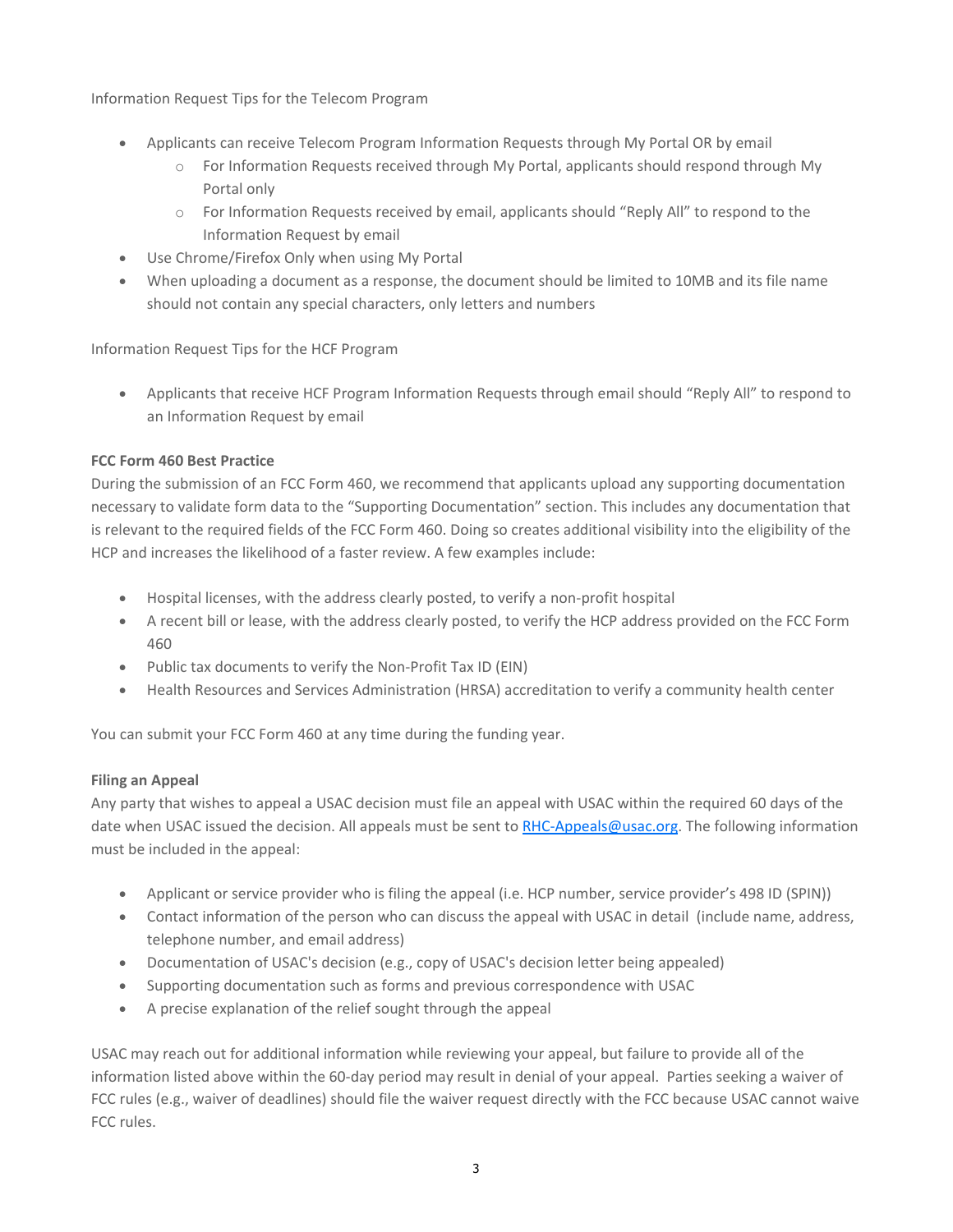Information Request Tips for the Telecom Program

- Applicants can receive Telecom Program Information Requests through My Portal OR by email
  - For Information Requests received through My Portal, applicants should respond through My Portal only
  - For Information Requests received by email, applicants should "Reply All" to respond to the Information Request by email
- Use Chrome/Firefox Only when using My Portal
- When uploading a document as a response, the document should be limited to 10MB and its file name should not contain any special characters, only letters and numbers

Information Request Tips for the HCF Program

- Applicants that receive HCF Program Information Requests through email should "Reply All" to respond to an Information Request by email

**FCC Form 460 Best Practice**

During the submission of an FCC Form 460, we recommend that applicants upload any supporting documentation necessary to validate form data to the "Supporting Documentation" section. This includes any documentation that is relevant to the required fields of the FCC Form 460. Doing so creates additional visibility into the eligibility of the HCP and increases the likelihood of a faster review. A few examples include:

- Hospital licenses, with the address clearly posted, to verify a non-profit hospital
- A recent bill or lease, with the address clearly posted, to verify the HCP address provided on the FCC Form 460
- Public tax documents to verify the Non-Profit Tax ID (EIN)
- Health Resources and Services Administration (HRSA) accreditation to verify a community health center

You can submit your FCC Form 460 at any time during the funding year.

**Filing an Appeal**

Any party that wishes to appeal a USAC decision must file an appeal with USAC within the required 60 days of the date when USAC issued the decision. All appeals must be sent to [RHC-Appeals@usac.org](mailto:RHC-Appeals@usac.org). The following information must be included in the appeal:

- Applicant or service provider who is filing the appeal (i.e. HCP number, service provider's 498 ID (SPIN))
- Contact information of the person who can discuss the appeal with USAC in detail (include name, address, telephone number, and email address)
- Documentation of USAC's decision (e.g., copy of USAC's decision letter being appealed)
- Supporting documentation such as forms and previous correspondence with USAC
- A precise explanation of the relief sought through the appeal

USAC may reach out for additional information while reviewing your appeal, but failure to provide all of the information listed above within the 60-day period may result in denial of your appeal. Parties seeking a waiver of FCC rules (e.g., waiver of deadlines) should file the waiver request directly with the FCC because USAC cannot waive FCC rules.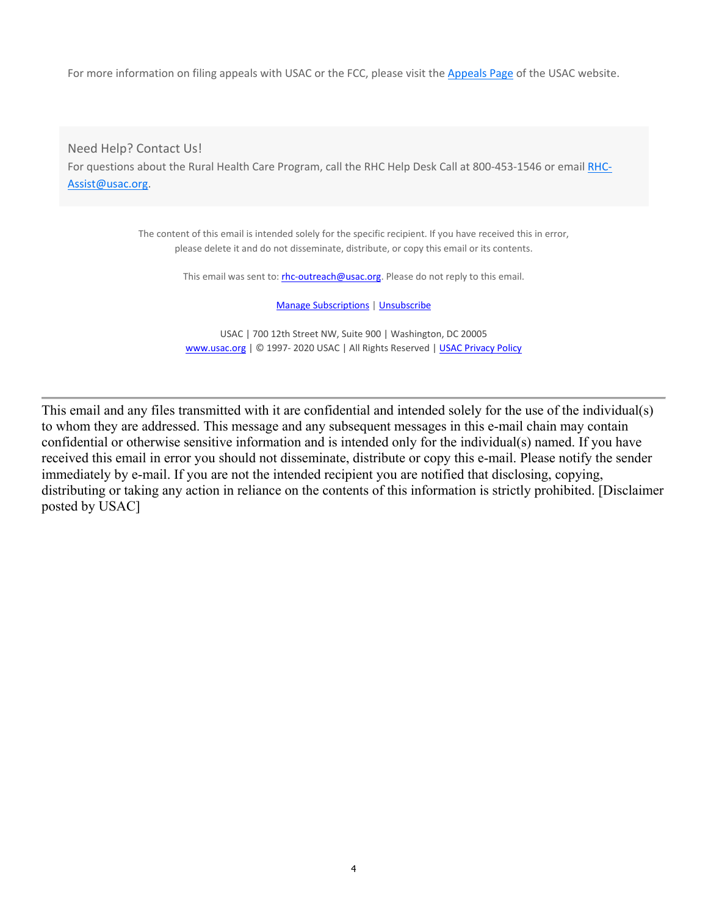For more information on filing appeals with USAC or the FCC, please visit the [Appeals Page](#) of the USAC website.

Need Help? Contact Us!

For questions about the Rural Health Care Program, call the RHC Help Desk Call at 800-453-1546 or email [RHC-Assist@usac.org](mailto:RHC-Assist@usac.org).

The content of this email is intended solely for the specific recipient. If you have received this in error, please delete it and do not disseminate, distribute, or copy this email or its contents.

This email was sent to: [rhc-outreach@usac.org](mailto:rhc-outreach@usac.org). Please do not reply to this email.

[Manage Subscriptions](#) | [Unsubscribe](#)

USAC | 700 12th Street NW, Suite 900 | Washington, DC 20005
[www.usac.org](http://www.usac.org) | © 1997- 2020 USAC | All Rights Reserved | [USAC Privacy Policy](#)

---

This email and any files transmitted with it are confidential and intended solely for the use of the individual(s) to whom they are addressed. This message and any subsequent messages in this e-mail chain may contain confidential or otherwise sensitive information and is intended only for the individual(s) named. If you have received this email in error you should not disseminate, distribute or copy this e-mail. Please notify the sender immediately by e-mail. If you are not the intended recipient you are notified that disclosing, copying, distributing or taking any action in reliance on the contents of this information is strictly prohibited. [Disclaimer posted by USAC]